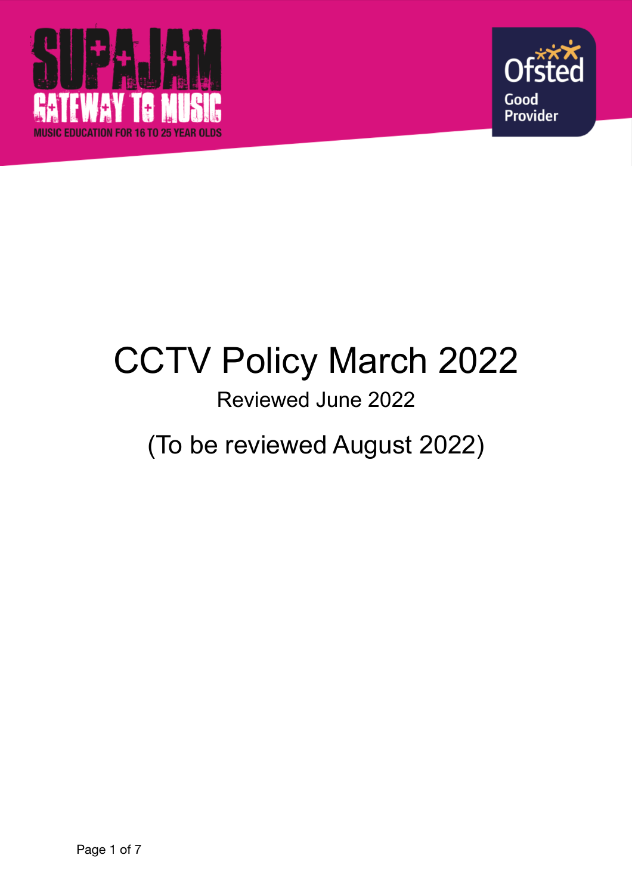SUPAJAM

GATEWAY TO MUSIC

MUSIC EDUCATION FOR 16 TO 25 YEAR OLDS

Ofsted

Good Provider

# CCTV Policy March 2022

Reviewed June 2022

(To be reviewed August 2022)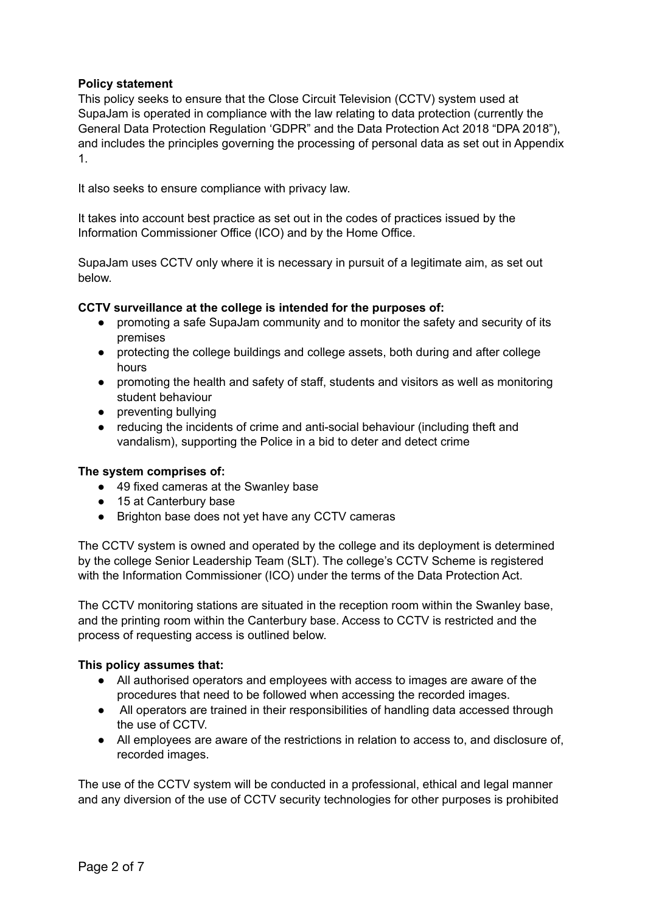**Policy statement**

This policy seeks to ensure that the Close Circuit Television (CCTV) system used at SupaJam is operated in compliance with the law relating to data protection (currently the General Data Protection Regulation 'GDPR" and the Data Protection Act 2018 "DPA 2018"), and includes the principles governing the processing of personal data as set out in Appendix 1.

It also seeks to ensure compliance with privacy law.

It takes into account best practice as set out in the codes of practices issued by the Information Commissioner Office (ICO) and by the Home Office.

SupaJam uses CCTV only where it is necessary in pursuit of a legitimate aim, as set out below.

**CCTV surveillance at the college is intended for the purposes of:**

- promoting a safe SupaJam community and to monitor the safety and security of its premises
- protecting the college buildings and college assets, both during and after college hours
- promoting the health and safety of staff, students and visitors as well as monitoring student behaviour
- preventing bullying
- reducing the incidents of crime and anti-social behaviour (including theft and vandalism), supporting the Police in a bid to deter and detect crime

**The system comprises of:**

- 49 fixed cameras at the Swanley base
- 15 at Canterbury base
- Brighton base does not yet have any CCTV cameras

The CCTV system is owned and operated by the college and its deployment is determined by the college Senior Leadership Team (SLT). The college's CCTV Scheme is registered with the Information Commissioner (ICO) under the terms of the Data Protection Act.

The CCTV monitoring stations are situated in the reception room within the Swanley base, and the printing room within the Canterbury base. Access to CCTV is restricted and the process of requesting access is outlined below.

**This policy assumes that:**

- All authorised operators and employees with access to images are aware of the procedures that need to be followed when accessing the recorded images.
- All operators are trained in their responsibilities of handling data accessed through the use of CCTV.
- All employees are aware of the restrictions in relation to access to, and disclosure of, recorded images.

The use of the CCTV system will be conducted in a professional, ethical and legal manner and any diversion of the use of CCTV security technologies for other purposes is prohibited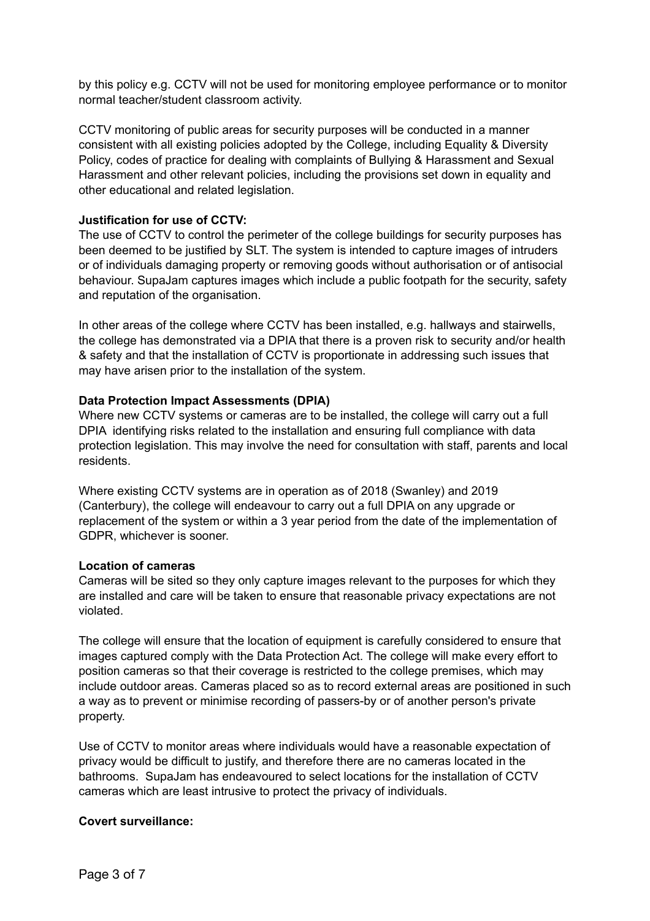by this policy e.g. CCTV will not be used for monitoring employee performance or to monitor normal teacher/student classroom activity.

CCTV monitoring of public areas for security purposes will be conducted in a manner consistent with all existing policies adopted by the College, including Equality & Diversity Policy, codes of practice for dealing with complaints of Bullying & Harassment and Sexual Harassment and other relevant policies, including the provisions set down in equality and other educational and related legislation.

**Justification for use of CCTV:**

The use of CCTV to control the perimeter of the college buildings for security purposes has been deemed to be justified by SLT. The system is intended to capture images of intruders or of individuals damaging property or removing goods without authorisation or of antisocial behaviour. SupaJam captures images which include a public footpath for the security, safety and reputation of the organisation.

In other areas of the college where CCTV has been installed, e.g. hallways and stairwells, the college has demonstrated via a DPIA that there is a proven risk to security and/or health & safety and that the installation of CCTV is proportionate in addressing such issues that may have arisen prior to the installation of the system.

**Data Protection Impact Assessments (DPIA)**

Where new CCTV systems or cameras are to be installed, the college will carry out a full DPIA identifying risks related to the installation and ensuring full compliance with data protection legislation. This may involve the need for consultation with staff, parents and local residents.

Where existing CCTV systems are in operation as of 2018 (Swanley) and 2019 (Canterbury), the college will endeavour to carry out a full DPIA on any upgrade or replacement of the system or within a 3 year period from the date of the implementation of GDPR, whichever is sooner.

**Location of cameras**

Cameras will be sited so they only capture images relevant to the purposes for which they are installed and care will be taken to ensure that reasonable privacy expectations are not violated.

The college will ensure that the location of equipment is carefully considered to ensure that images captured comply with the Data Protection Act. The college will make every effort to position cameras so that their coverage is restricted to the college premises, which may include outdoor areas. Cameras placed so as to record external areas are positioned in such a way as to prevent or minimise recording of passers-by or of another person's private property.

Use of CCTV to monitor areas where individuals would have a reasonable expectation of privacy would be difficult to justify, and therefore there are no cameras located in the bathrooms. SupaJam has endeavoured to select locations for the installation of CCTV cameras which are least intrusive to protect the privacy of individuals.

**Covert surveillance:**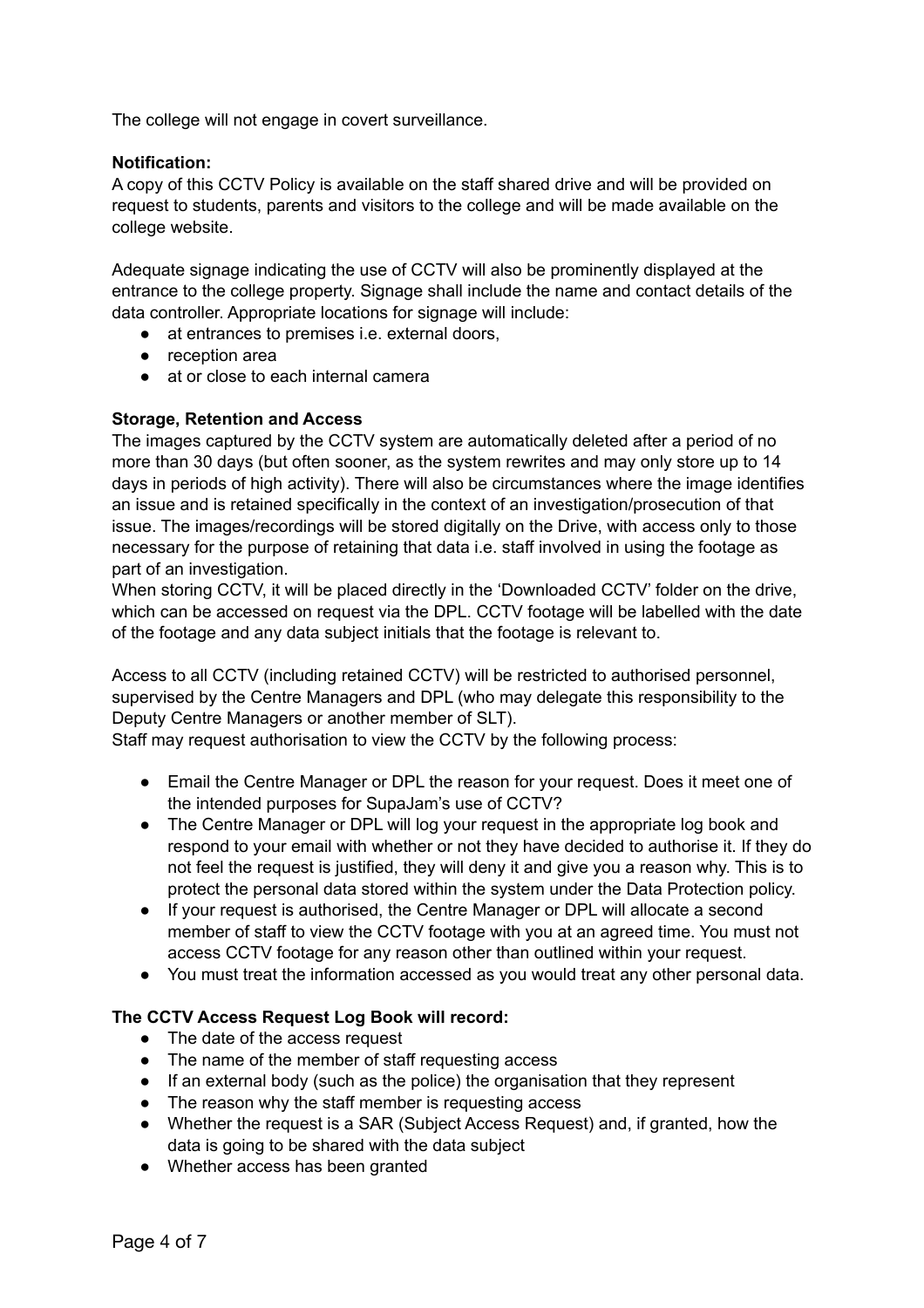The college will not engage in covert surveillance.

**Notification:**

A copy of this CCTV Policy is available on the staff shared drive and will be provided on request to students, parents and visitors to the college and will be made available on the college website.

Adequate signage indicating the use of CCTV will also be prominently displayed at the entrance to the college property. Signage shall include the name and contact details of the data controller. Appropriate locations for signage will include:

- at entrances to premises i.e. external doors,
- reception area
- at or close to each internal camera

**Storage, Retention and Access**

The images captured by the CCTV system are automatically deleted after a period of no more than 30 days (but often sooner, as the system rewrites and may only store up to 14 days in periods of high activity). There will also be circumstances where the image identifies an issue and is retained specifically in the context of an investigation/prosecution of that issue. The images/recordings will be stored digitally on the Drive, with access only to those necessary for the purpose of retaining that data i.e. staff involved in using the footage as part of an investigation.

When storing CCTV, it will be placed directly in the 'Downloaded CCTV' folder on the drive, which can be accessed on request via the DPL. CCTV footage will be labelled with the date of the footage and any data subject initials that the footage is relevant to.

Access to all CCTV (including retained CCTV) will be restricted to authorised personnel, supervised by the Centre Managers and DPL (who may delegate this responsibility to the Deputy Centre Managers or another member of SLT).

Staff may request authorisation to view the CCTV by the following process:

- Email the Centre Manager or DPL the reason for your request. Does it meet one of the intended purposes for SupaJam's use of CCTV?
- The Centre Manager or DPL will log your request in the appropriate log book and respond to your email with whether or not they have decided to authorise it. If they do not feel the request is justified, they will deny it and give you a reason why. This is to protect the personal data stored within the system under the Data Protection policy.
- If your request is authorised, the Centre Manager or DPL will allocate a second member of staff to view the CCTV footage with you at an agreed time. You must not access CCTV footage for any reason other than outlined within your request.
- You must treat the information accessed as you would treat any other personal data.

**The CCTV Access Request Log Book will record:**

- The date of the access request
- The name of the member of staff requesting access
- If an external body (such as the police) the organisation that they represent
- The reason why the staff member is requesting access
- Whether the request is a SAR (Subject Access Request) and, if granted, how the data is going to be shared with the data subject
- Whether access has been granted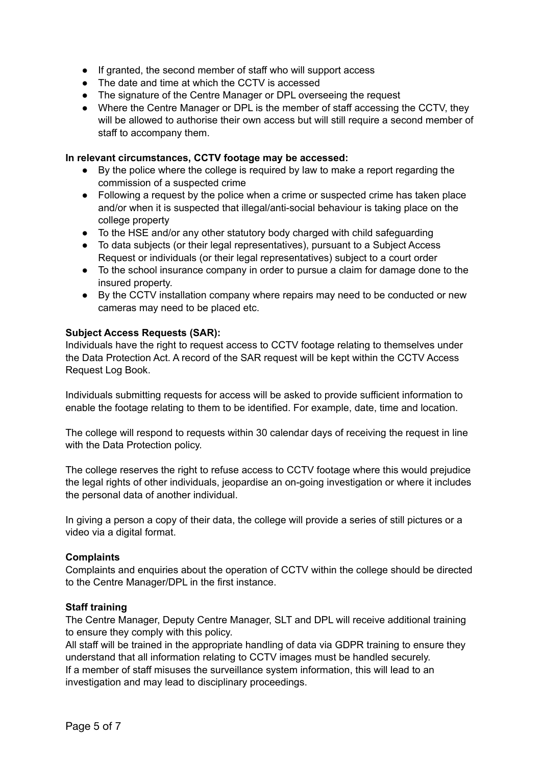- If granted, the second member of staff who will support access
- The date and time at which the CCTV is accessed
- The signature of the Centre Manager or DPL overseeing the request
- Where the Centre Manager or DPL is the member of staff accessing the CCTV, they will be allowed to authorise their own access but will still require a second member of staff to accompany them.

**In relevant circumstances, CCTV footage may be accessed:**

- By the police where the college is required by law to make a report regarding the commission of a suspected crime
- Following a request by the police when a crime or suspected crime has taken place and/or when it is suspected that illegal/anti-social behaviour is taking place on the college property
- To the HSE and/or any other statutory body charged with child safeguarding
- To data subjects (or their legal representatives), pursuant to a Subject Access Request or individuals (or their legal representatives) subject to a court order
- To the school insurance company in order to pursue a claim for damage done to the insured property.
- By the CCTV installation company where repairs may need to be conducted or new cameras may need to be placed etc.

**Subject Access Requests (SAR):**

Individuals have the right to request access to CCTV footage relating to themselves under the Data Protection Act. A record of the SAR request will be kept within the CCTV Access Request Log Book.

Individuals submitting requests for access will be asked to provide sufficient information to enable the footage relating to them to be identified. For example, date, time and location.

The college will respond to requests within 30 calendar days of receiving the request in line with the Data Protection policy.

The college reserves the right to refuse access to CCTV footage where this would prejudice the legal rights of other individuals, jeopardise an on-going investigation or where it includes the personal data of another individual.

In giving a person a copy of their data, the college will provide a series of still pictures or a video via a digital format.

**Complaints**

Complaints and enquiries about the operation of CCTV within the college should be directed to the Centre Manager/DPL in the first instance.

**Staff training**

The Centre Manager, Deputy Centre Manager, SLT and DPL will receive additional training to ensure they comply with this policy.
All staff will be trained in the appropriate handling of data via GDPR training to ensure they understand that all information relating to CCTV images must be handled securely.
If a member of staff misuses the surveillance system information, this will lead to an investigation and may lead to disciplinary proceedings.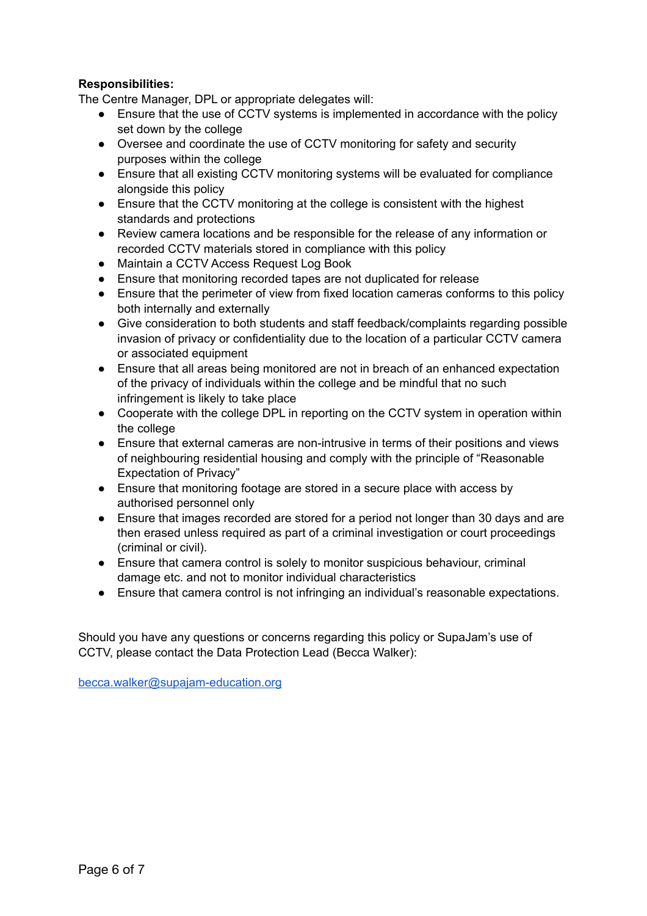**Responsibilities:**

The Centre Manager, DPL or appropriate delegates will:

- Ensure that the use of CCTV systems is implemented in accordance with the policy set down by the college
- Oversee and coordinate the use of CCTV monitoring for safety and security purposes within the college
- Ensure that all existing CCTV monitoring systems will be evaluated for compliance alongside this policy
- Ensure that the CCTV monitoring at the college is consistent with the highest standards and protections
- Review camera locations and be responsible for the release of any information or recorded CCTV materials stored in compliance with this policy
- Maintain a CCTV Access Request Log Book
- Ensure that monitoring recorded tapes are not duplicated for release
- Ensure that the perimeter of view from fixed location cameras conforms to this policy both internally and externally
- Give consideration to both students and staff feedback/complaints regarding possible invasion of privacy or confidentiality due to the location of a particular CCTV camera or associated equipment
- Ensure that all areas being monitored are not in breach of an enhanced expectation of the privacy of individuals within the college and be mindful that no such infringement is likely to take place
- Cooperate with the college DPL in reporting on the CCTV system in operation within the college
- Ensure that external cameras are non-intrusive in terms of their positions and views of neighbouring residential housing and comply with the principle of "Reasonable Expectation of Privacy"
- Ensure that monitoring footage are stored in a secure place with access by authorised personnel only
- Ensure that images recorded are stored for a period not longer than 30 days and are then erased unless required as part of a criminal investigation or court proceedings (criminal or civil).
- Ensure that camera control is solely to monitor suspicious behaviour, criminal damage etc. and not to monitor individual characteristics
- Ensure that camera control is not infringing an individual's reasonable expectations.

Should you have any questions or concerns regarding this policy or SupaJam's use of CCTV, please contact the Data Protection Lead (Becca Walker):

[becca.walker@supajam-education.org](mailto:becca.walker@supajam-education.org)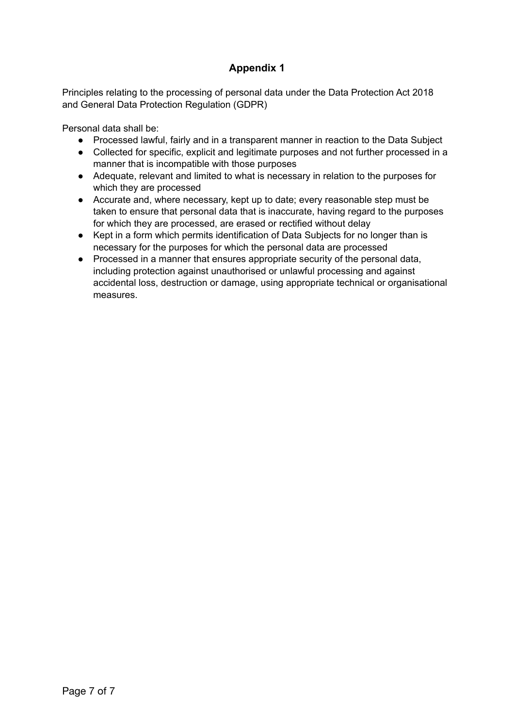## Appendix 1

Principles relating to the processing of personal data under the Data Protection Act 2018 and General Data Protection Regulation (GDPR)

Personal data shall be:

- Processed lawful, fairly and in a transparent manner in reaction to the Data Subject
- Collected for specific, explicit and legitimate purposes and not further processed in a manner that is incompatible with those purposes
- Adequate, relevant and limited to what is necessary in relation to the purposes for which they are processed
- Accurate and, where necessary, kept up to date; every reasonable step must be taken to ensure that personal data that is inaccurate, having regard to the purposes for which they are processed, are erased or rectified without delay
- Kept in a form which permits identification of Data Subjects for no longer than is necessary for the purposes for which the personal data are processed
- Processed in a manner that ensures appropriate security of the personal data, including protection against unauthorised or unlawful processing and against accidental loss, destruction or damage, using appropriate technical or organisational measures.